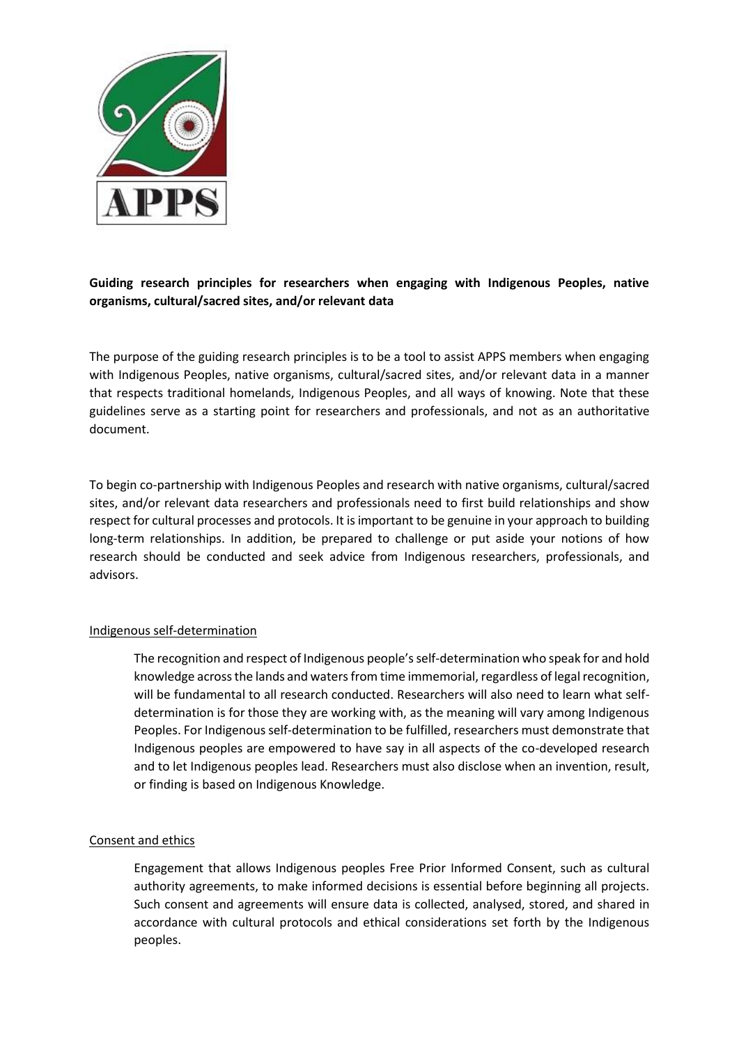**Guiding research principles for researchers when engaging with Indigenous Peoples, native organisms, cultural/sacred sites, and/or relevant data**

The purpose of the guiding research principles is to be a tool to assist APPS members when engaging with Indigenous Peoples, native organisms, cultural/sacred sites, and/or relevant data in a manner that respects traditional homelands, Indigenous Peoples, and all ways of knowing. Note that these guidelines serve as a starting point for researchers and professionals, and not as an authoritative document.

To begin co-partnership with Indigenous Peoples and research with native organisms, cultural/sacred sites, and/or relevant data researchers and professionals need to first build relationships and show respect for cultural processes and protocols. It is important to be genuine in your approach to building long-term relationships. In addition, be prepared to challenge or put aside your notions of how research should be conducted and seek advice from Indigenous researchers, professionals, and advisors.

## Indigenous self-determination

The recognition and respect of Indigenous people's self-determination who speak for and hold knowledge across the lands and waters from time immemorial, regardless of legal recognition, will be fundamental to all research conducted. Researchers will also need to learn what self-determination is for those they are working with, as the meaning will vary among Indigenous Peoples. For Indigenous self-determination to be fulfilled, researchers must demonstrate that Indigenous peoples are empowered to have say in all aspects of the co-developed research and to let Indigenous peoples lead. Researchers must also disclose when an invention, result, or finding is based on Indigenous Knowledge.

## Consent and ethics

Engagement that allows Indigenous peoples Free Prior Informed Consent, such as cultural authority agreements, to make informed decisions is essential before beginning all projects. Such consent and agreements will ensure data is collected, analysed, stored, and shared in accordance with cultural protocols and ethical considerations set forth by the Indigenous peoples.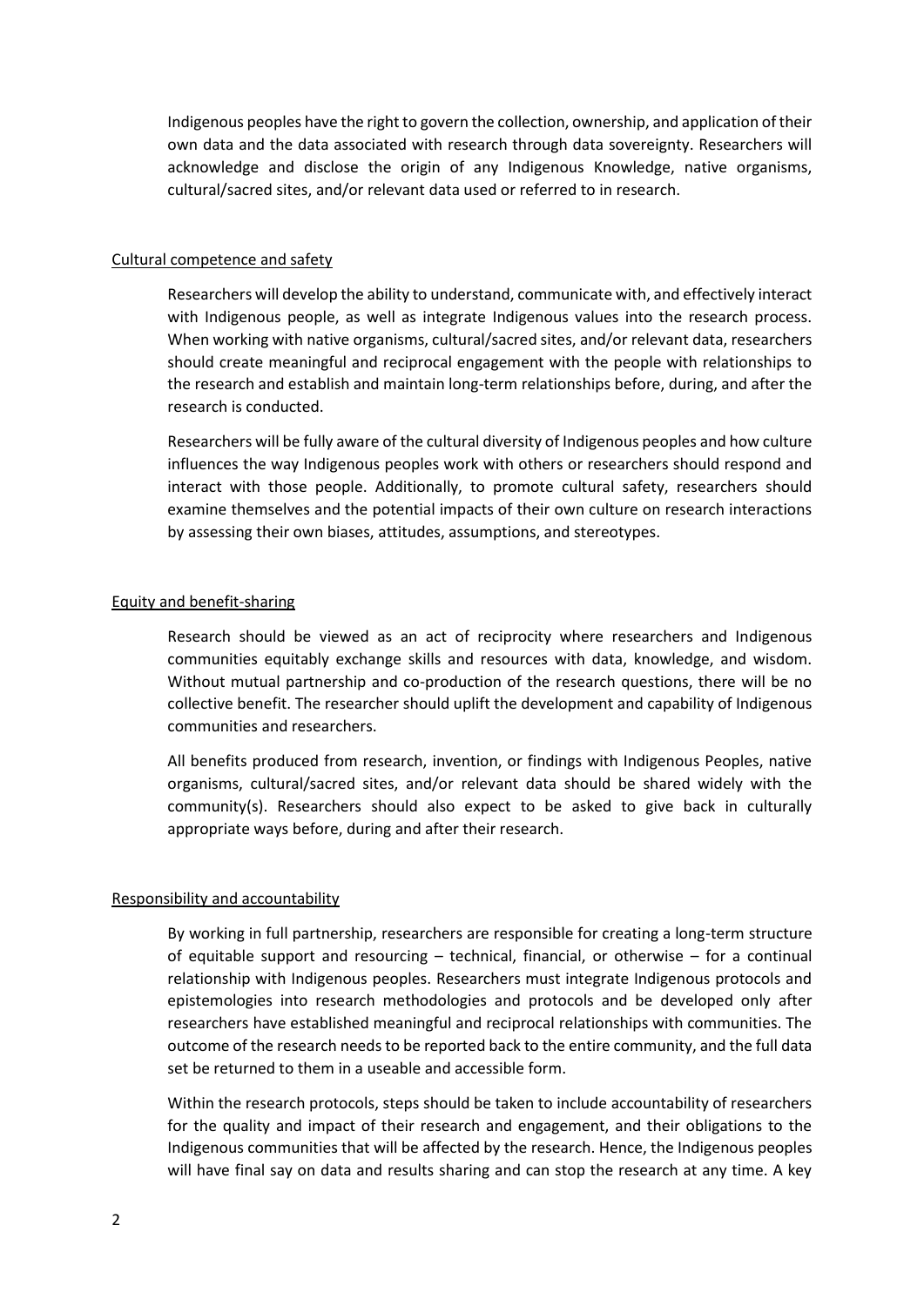Indigenous peoples have the right to govern the collection, ownership, and application of their own data and the data associated with research through data sovereignty. Researchers will acknowledge and disclose the origin of any Indigenous Knowledge, native organisms, cultural/sacred sites, and/or relevant data used or referred to in research.

## Cultural competence and safety

Researchers will develop the ability to understand, communicate with, and effectively interact with Indigenous people, as well as integrate Indigenous values into the research process. When working with native organisms, cultural/sacred sites, and/or relevant data, researchers should create meaningful and reciprocal engagement with the people with relationships to the research and establish and maintain long-term relationships before, during, and after the research is conducted.

Researchers will be fully aware of the cultural diversity of Indigenous peoples and how culture influences the way Indigenous peoples work with others or researchers should respond and interact with those people. Additionally, to promote cultural safety, researchers should examine themselves and the potential impacts of their own culture on research interactions by assessing their own biases, attitudes, assumptions, and stereotypes.

## Equity and benefit-sharing

Research should be viewed as an act of reciprocity where researchers and Indigenous communities equitably exchange skills and resources with data, knowledge, and wisdom. Without mutual partnership and co-production of the research questions, there will be no collective benefit. The researcher should uplift the development and capability of Indigenous communities and researchers.

All benefits produced from research, invention, or findings with Indigenous Peoples, native organisms, cultural/sacred sites, and/or relevant data should be shared widely with the community(s). Researchers should also expect to be asked to give back in culturally appropriate ways before, during and after their research.

## Responsibility and accountability

By working in full partnership, researchers are responsible for creating a long-term structure of equitable support and resourcing – technical, financial, or otherwise – for a continual relationship with Indigenous peoples. Researchers must integrate Indigenous protocols and epistemologies into research methodologies and protocols and be developed only after researchers have established meaningful and reciprocal relationships with communities. The outcome of the research needs to be reported back to the entire community, and the full data set be returned to them in a useable and accessible form.

Within the research protocols, steps should be taken to include accountability of researchers for the quality and impact of their research and engagement, and their obligations to the Indigenous communities that will be affected by the research. Hence, the Indigenous peoples will have final say on data and results sharing and can stop the research at any time. A key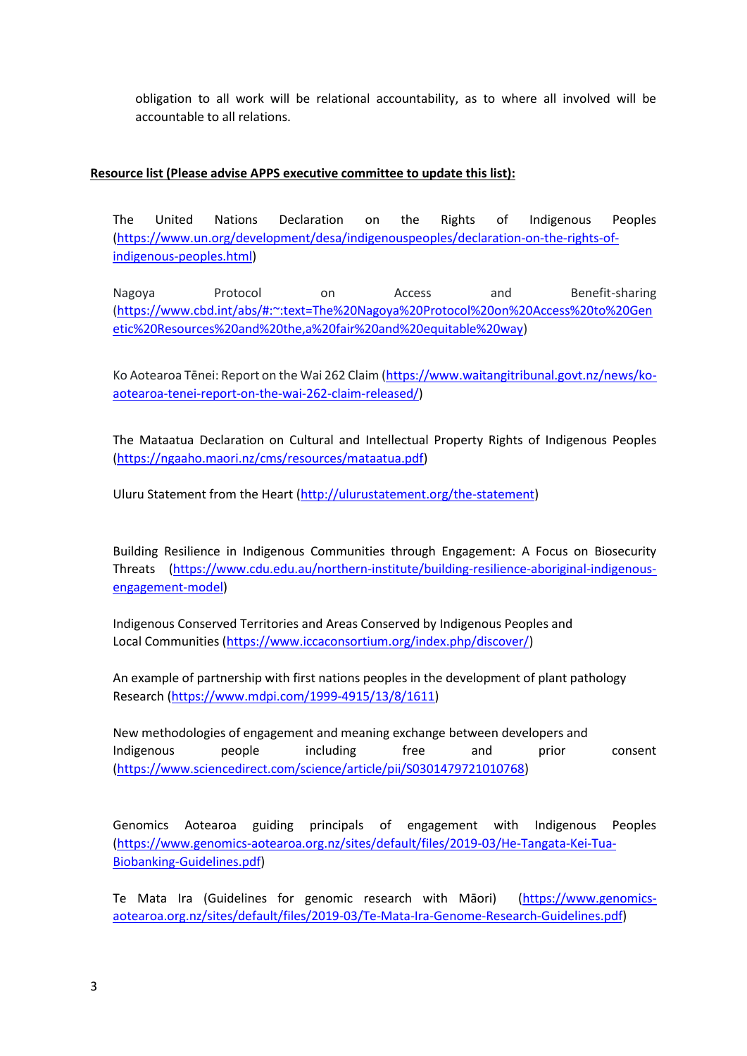obligation to all work will be relational accountability, as to where all involved will be accountable to all relations.

**Resource list (Please advise APPS executive committee to update this list):**

The United Nations Declaration on the Rights of Indigenous Peoples (https://www.un.org/development/desa/indigenouspeoples/declaration-on-the-rights-of-indigenous-peoples.html)

Nagoya Protocol on Access and Benefit-sharing (https://www.cbd.int/abs/#:~:text=The%20Nagoya%20Protocol%20on%20Access%20to%20Genetic%20Resources%20and%20the,a%20fair%20and%20equitable%20way)

Ko Aotearoa Tēnei: Report on the Wai 262 Claim (https://www.waitangitribunal.govt.nz/news/ko-aotearoa-tenei-report-on-the-wai-262-claim-released/)

The Mataatua Declaration on Cultural and Intellectual Property Rights of Indigenous Peoples (https://ngaaho.maori.nz/cms/resources/mataatua.pdf)

Uluru Statement from the Heart (http://ulurustatement.org/the-statement)

Building Resilience in Indigenous Communities through Engagement: A Focus on Biosecurity Threats (https://www.cdu.edu.au/northern-institute/building-resilience-aboriginal-indigenous-engagement-model)

Indigenous Conserved Territories and Areas Conserved by Indigenous Peoples and Local Communities (https://www.iccaconsortium.org/index.php/discover/)

An example of partnership with first nations peoples in the development of plant pathology Research (https://www.mdpi.com/1999-4915/13/8/1611)

New methodologies of engagement and meaning exchange between developers and Indigenous people including free and prior consent (https://www.sciencedirect.com/science/article/pii/S0301479721010768)

Genomics Aotearoa guiding principals of engagement with Indigenous Peoples (https://www.genomics-aotearoa.org.nz/sites/default/files/2019-03/He-Tangata-Kei-Tua-Biobanking-Guidelines.pdf)

Te Mata Ira (Guidelines for genomic research with Māori) (https://www.genomics-aotearoa.org.nz/sites/default/files/2019-03/Te-Mata-Ira-Genome-Research-Guidelines.pdf)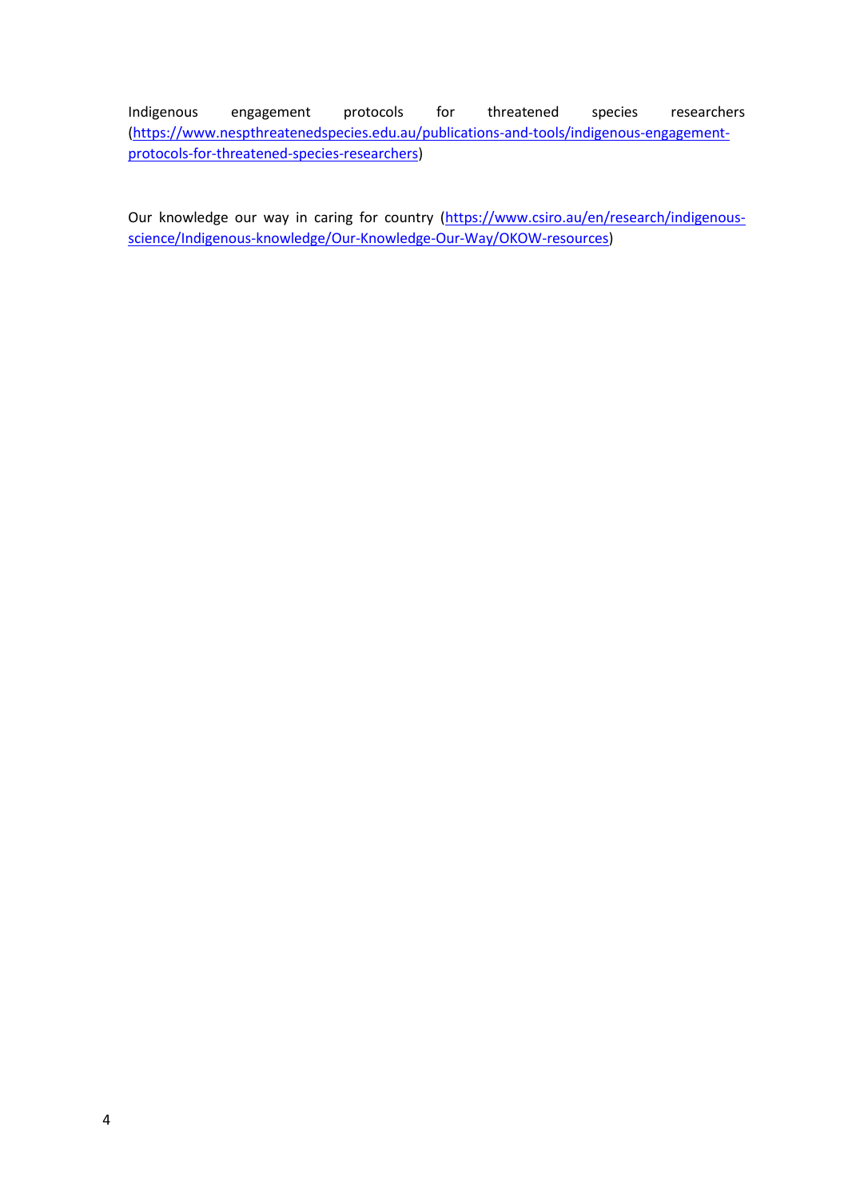Indigenous engagement protocols for threatened species researchers (https://www.nespthreatenedspecies.edu.au/publications-and-tools/indigenous-engagement-protocols-for-threatened-species-researchers)

Our knowledge our way in caring for country (https://www.csiro.au/en/research/indigenous-science/Indigenous-knowledge/Our-Knowledge-Our-Way/OKOW-resources)